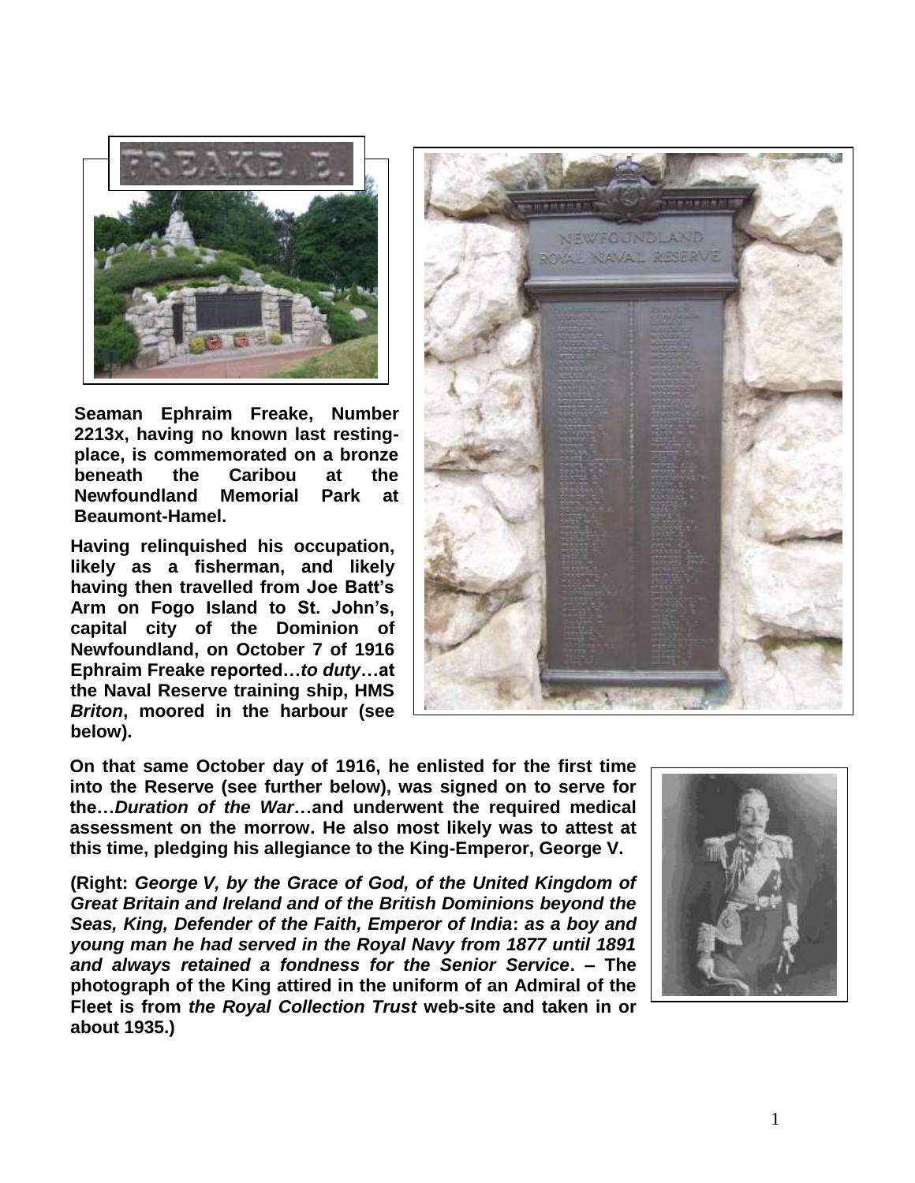**Seaman Ephraim Freake, Number 2213x, having no known last resting-place, is commemorated on a bronze beneath the Caribou at the Newfoundland Memorial Park at Beaumont-Hamel.**

**Having relinquished his occupation, likely as a fisherman, and likely having then travelled from Joe Batt's Arm on Fogo Island to St. John's, capital city of the Dominion of Newfoundland, on October 7 of 1916 Ephraim Freake reported…*to duty*…at the Naval Reserve training ship, HMS *Briton*, moored in the harbour (see below).**

**On that same October day of 1916, he enlisted for the first time into the Reserve (see further below), was signed on to serve for the…*Duration of the War*…and underwent the required medical assessment on the morrow. He also most likely was to attest at this time, pledging his allegiance to the King-Emperor, George V.**

**(Right: *George V, by the Grace of God, of the United Kingdom of Great Britain and Ireland and of the British Dominions beyond the Seas, King, Defender of the Faith, Emperor of India*: *as a boy and young man he had served in the Royal Navy from 1877 until 1891 and always retained a fondness for the Senior Service*. – The photograph of the King attired in the uniform of an Admiral of the Fleet is from *the Royal Collection Trust* web-site and taken in or about 1935.)**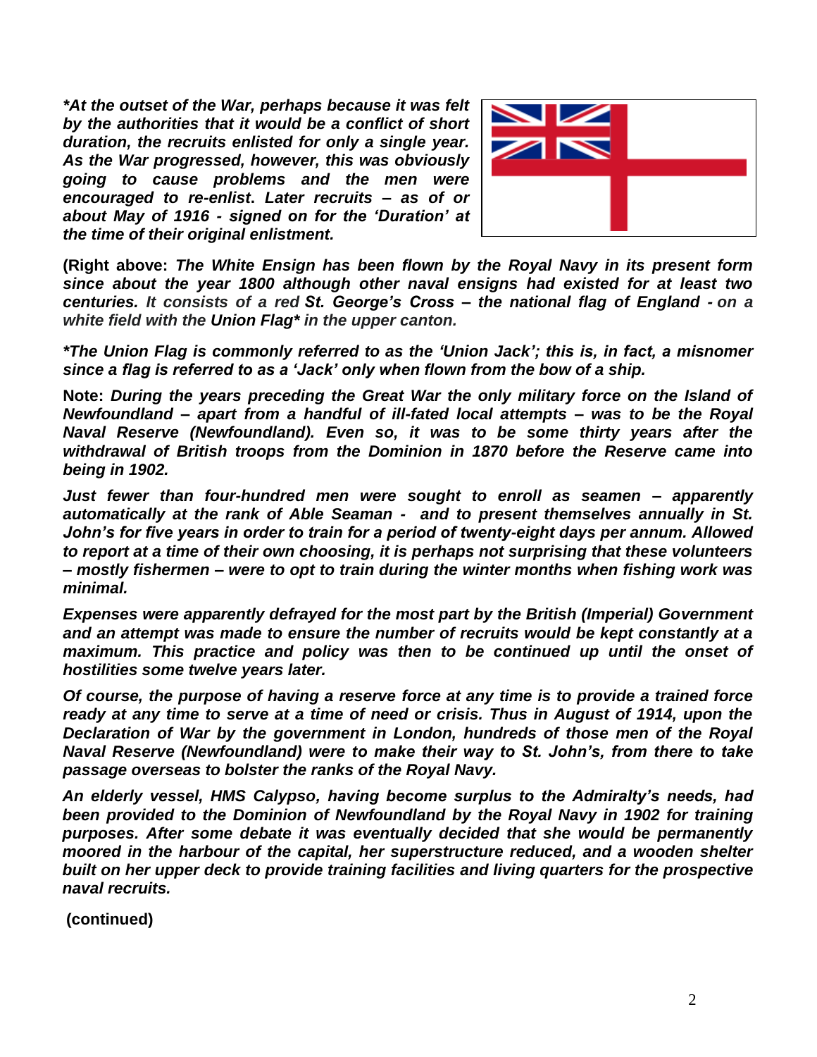***At the outset of the War, perhaps because it was felt by the authorities that it would be a conflict of short duration, the recruits enlisted for only a single year. As the War progressed, however, this was obviously going to cause problems and the men were encouraged to re-enlist. Later recruits – as of or about May of 1916 - signed on for the 'Duration' at the time of their original enlistment.***

**(Right above:** ***The White Ensign has been flown by the Royal Navy in its present form since about the year 1800 although other naval ensigns had existed for at least two centuries. It consists of a red St. George's Cross – the national flag of England - on a white field with the Union Flag* in the upper canton.***

***The Union Flag is commonly referred to as the 'Union Jack'; this is, in fact, a misnomer since a flag is referred to as a 'Jack' only when flown from the bow of a ship.***

**Note:** ***During the years preceding the Great War the only military force on the Island of Newfoundland – apart from a handful of ill-fated local attempts – was to be the Royal Naval Reserve (Newfoundland). Even so, it was to be some thirty years after the withdrawal of British troops from the Dominion in 1870 before the Reserve came into being in 1902.***

***Just fewer than four-hundred men were sought to enroll as seamen – apparently automatically at the rank of Able Seaman - and to present themselves annually in St. John's for five years in order to train for a period of twenty-eight days per annum. Allowed to report at a time of their own choosing, it is perhaps not surprising that these volunteers – mostly fishermen – were to opt to train during the winter months when fishing work was minimal.***

***Expenses were apparently defrayed for the most part by the British (Imperial) Government and an attempt was made to ensure the number of recruits would be kept constantly at a maximum. This practice and policy was then to be continued up until the onset of hostilities some twelve years later.***

***Of course, the purpose of having a reserve force at any time is to provide a trained force ready at any time to serve at a time of need or crisis. Thus in August of 1914, upon the Declaration of War by the government in London, hundreds of those men of the Royal Naval Reserve (Newfoundland) were to make their way to St. John's, from there to take passage overseas to bolster the ranks of the Royal Navy.***

***An elderly vessel, HMS Calypso, having become surplus to the Admiralty's needs, had been provided to the Dominion of Newfoundland by the Royal Navy in 1902 for training purposes. After some debate it was eventually decided that she would be permanently moored in the harbour of the capital, her superstructure reduced, and a wooden shelter built on her upper deck to provide training facilities and living quarters for the prospective naval recruits.***

**(continued)**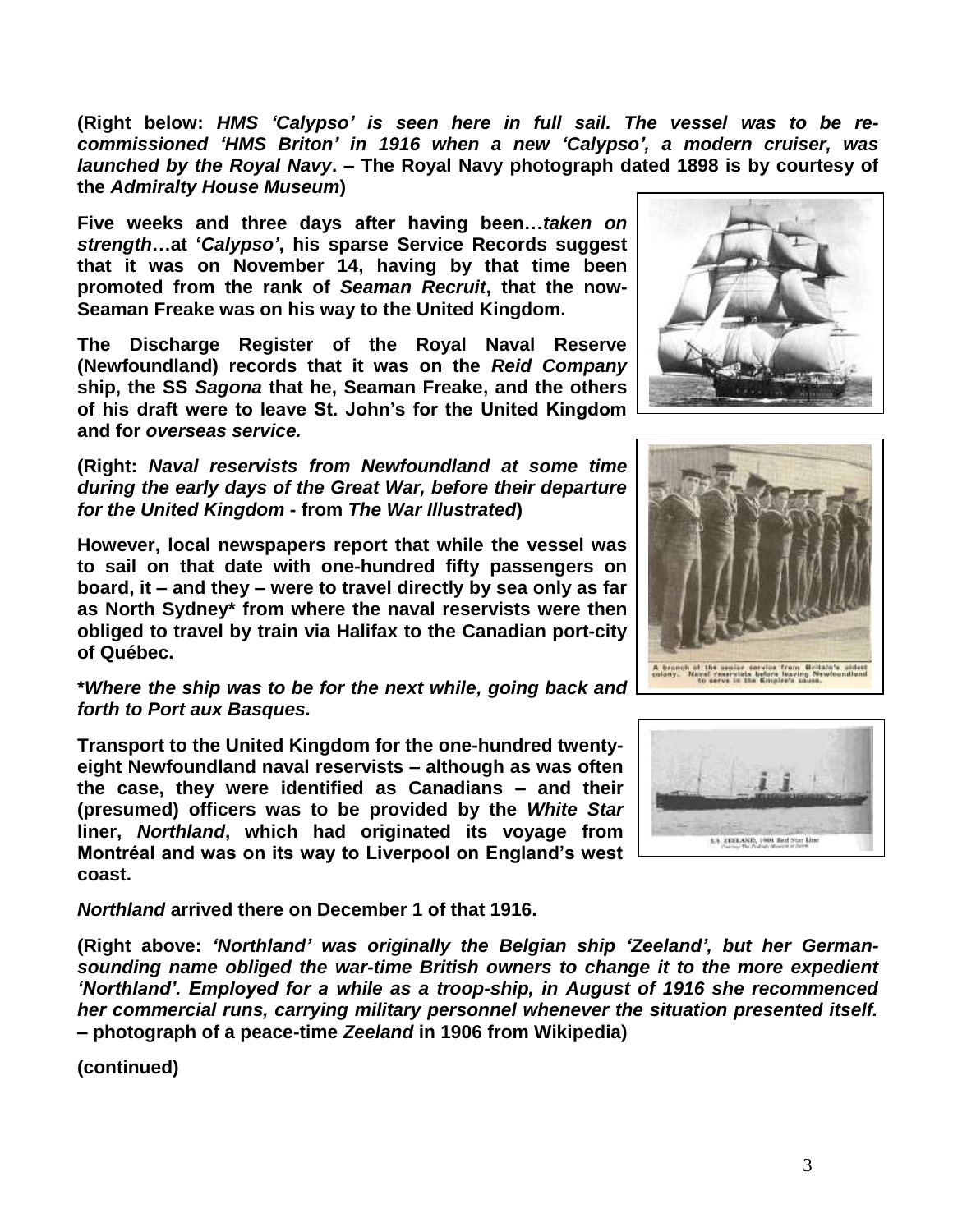**(Right below: *HMS 'Calypso' is seen here in full sail. The vessel was to be re-commissioned 'HMS Briton' in 1916 when a new 'Calypso', a modern cruiser, was launched by the Royal Navy*. – The Royal Navy photograph dated 1898 is by courtesy of the *Admiralty House Museum*)**

**Five weeks and three days after having been…*taken on strength*…at '*Calypso'*, his sparse Service Records suggest that it was on November 14, having by that time been promoted from the rank of *Seaman Recruit*, that the now-Seaman Freake was on his way to the United Kingdom.**

**The Discharge Register of the Royal Naval Reserve (Newfoundland) records that it was on the *Reid Company* ship, the SS *Sagona* that he, Seaman Freake, and the others of his draft were to leave St. John's for the United Kingdom and for *overseas service.***

**(Right: *Naval reservists from Newfoundland at some time during the early days of the Great War, before their departure for the United Kingdom* - from *The War Illustrated*)**

A branch of the senior service from Britain's oldest colony. Naval reservists before leaving Newfoundland to serve in the Empire's cause.

**However, local newspapers report that while the vessel was to sail on that date with one-hundred fifty passengers on board, it – and they – were to travel directly by sea only as far as North Sydney* from where the naval reservists were then obliged to travel by train via Halifax to the Canadian port-city of Québec.**

***Where the ship was to be for the next while, going back and forth to Port aux Basques.***

**Transport to the United Kingdom for the one-hundred twenty-eight Newfoundland naval reservists – although as was often the case, they were identified as Canadians – and their (presumed) officers was to be provided by the *White Star* liner, *Northland*, which had originated its voyage from Montréal and was on its way to Liverpool on England's west coast.**

S.S. ZEELAND, 1901 Red Star Line

***Northland* arrived there on December 1 of that 1916.**

**(Right above: *'Northland' was originally the Belgian ship 'Zeeland', but her German-sounding name obliged the war-time British owners to change it to the more expedient 'Northland'. Employed for a while as a troop-ship, in August of 1916 she recommenced her commercial runs, carrying military personnel whenever the situation presented itself.* – photograph of a peace-time *Zeeland* in 1906 from Wikipedia)**

**(continued)**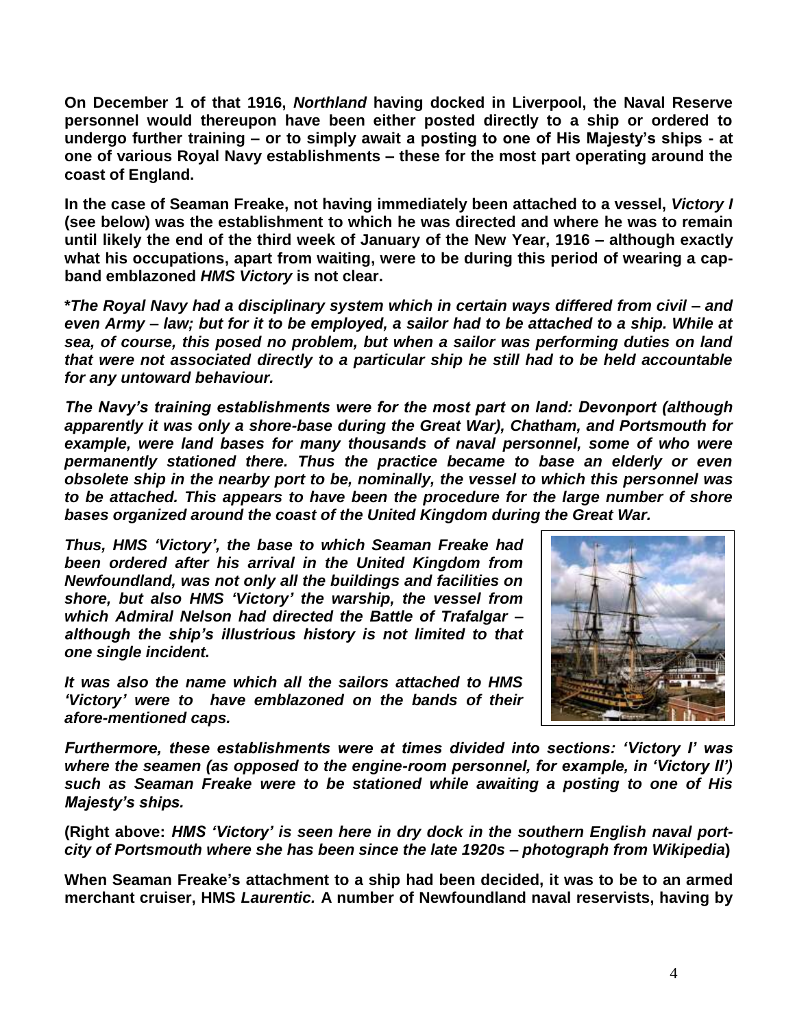**On December 1 of that 1916, *Northland* having docked in Liverpool, the Naval Reserve personnel would thereupon have been either posted directly to a ship or ordered to undergo further training – or to simply await a posting to one of His Majesty's ships - at one of various Royal Navy establishments – these for the most part operating around the coast of England.**

**In the case of Seaman Freake, not having immediately been attached to a vessel, *Victory I* (see below) was the establishment to which he was directed and where he was to remain until likely the end of the third week of January of the New Year, 1916 – although exactly what his occupations, apart from waiting, were to be during this period of wearing a cap-band emblazoned *HMS Victory* is not clear.**

***\*The Royal Navy had a disciplinary system which in certain ways differed from civil – and even Army – law; but for it to be employed, a sailor had to be attached to a ship. While at sea, of course, this posed no problem, but when a sailor was performing duties on land that were not associated directly to a particular ship he still had to be held accountable for any untoward behaviour.***

***The Navy's training establishments were for the most part on land: Devonport (although apparently it was only a shore-base during the Great War), Chatham, and Portsmouth for example, were land bases for many thousands of naval personnel, some of who were permanently stationed there. Thus the practice became to base an elderly or even obsolete ship in the nearby port to be, nominally, the vessel to which this personnel was to be attached. This appears to have been the procedure for the large number of shore bases organized around the coast of the United Kingdom during the Great War.***

***Thus, HMS 'Victory', the base to which Seaman Freake had been ordered after his arrival in the United Kingdom from Newfoundland, was not only all the buildings and facilities on shore, but also HMS 'Victory' the warship, the vessel from which Admiral Nelson had directed the Battle of Trafalgar – although the ship's illustrious history is not limited to that one single incident.***

***It was also the name which all the sailors attached to HMS 'Victory' were to have emblazoned on the bands of their afore-mentioned caps.***

***Furthermore, these establishments were at times divided into sections: 'Victory I' was where the seamen (as opposed to the engine-room personnel, for example, in 'Victory II') such as Seaman Freake were to be stationed while awaiting a posting to one of His Majesty's ships.***

**(Right above: *HMS 'Victory' is seen here in dry dock in the southern English naval port-city of Portsmouth where she has been since the late 1920s – photograph from Wikipedia*)**

**When Seaman Freake's attachment to a ship had been decided, it was to be to an armed merchant cruiser, HMS *Laurentic.* A number of Newfoundland naval reservists, having by**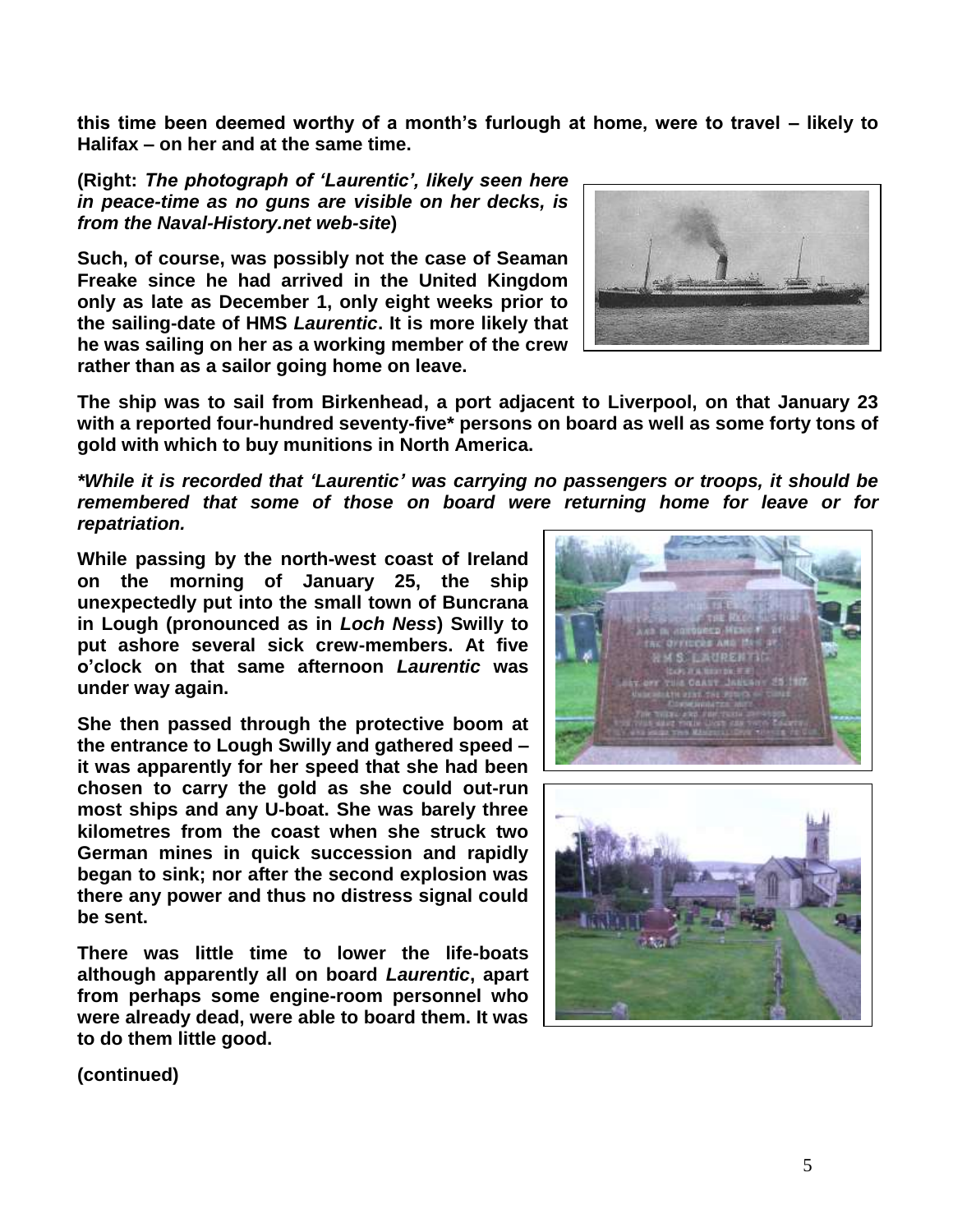**this time been deemed worthy of a month's furlough at home, were to travel – likely to Halifax – on her and at the same time.**

**(Right: *The photograph of 'Laurentic', likely seen here in peace-time as no guns are visible on her decks, is from the Naval-History.net web-site*)**

**Such, of course, was possibly not the case of Seaman Freake since he had arrived in the United Kingdom only as late as December 1, only eight weeks prior to the sailing-date of HMS *Laurentic*. It is more likely that he was sailing on her as a working member of the crew rather than as a sailor going home on leave.**

**The ship was to sail from Birkenhead, a port adjacent to Liverpool, on that January 23 with a reported four-hundred seventy-five\* persons on board as well as some forty tons of gold with which to buy munitions in North America.**

***\*While it is recorded that 'Laurentic' was carrying no passengers or troops, it should be remembered that some of those on board were returning home for leave or for repatriation.***

**While passing by the north-west coast of Ireland on the morning of January 25, the ship unexpectedly put into the small town of Buncrana in Lough (pronounced as in *Loch Ness*) Swilly to put ashore several sick crew-members. At five o'clock on that same afternoon *Laurentic* was under way again.**

**She then passed through the protective boom at the entrance to Lough Swilly and gathered speed – it was apparently for her speed that she had been chosen to carry the gold as she could out-run most ships and any U-boat. She was barely three kilometres from the coast when she struck two German mines in quick succession and rapidly began to sink; nor after the second explosion was there any power and thus no distress signal could be sent.**

**There was little time to lower the life-boats although apparently all on board *Laurentic*, apart from perhaps some engine-room personnel who were already dead, were able to board them. It was to do them little good.**

**(continued)**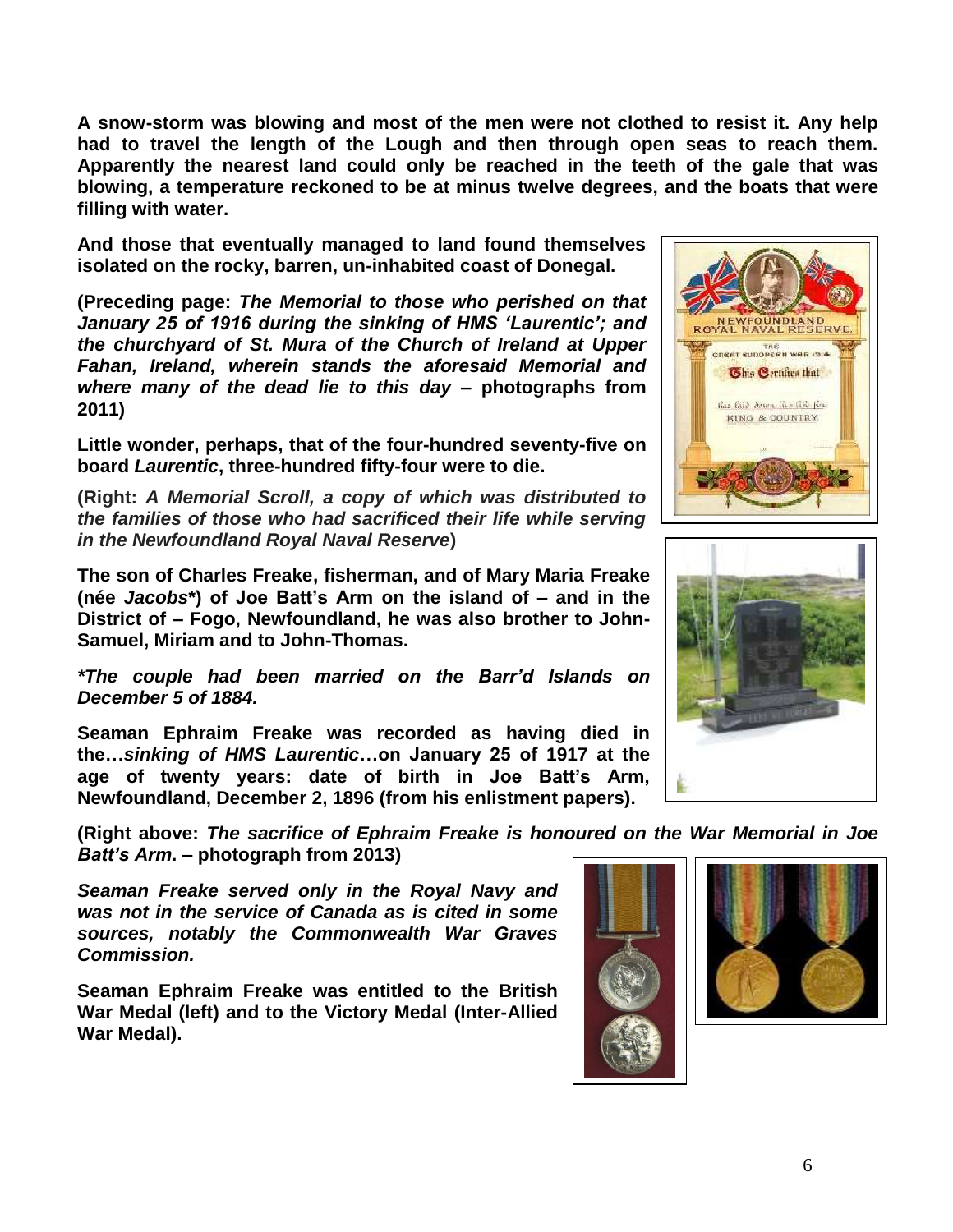**A snow-storm was blowing and most of the men were not clothed to resist it. Any help had to travel the length of the Lough and then through open seas to reach them. Apparently the nearest land could only be reached in the teeth of the gale that was blowing, a temperature reckoned to be at minus twelve degrees, and the boats that were filling with water.**

**And those that eventually managed to land found themselves isolated on the rocky, barren, un-inhabited coast of Donegal.**

**(Preceding page: *The Memorial to those who perished on that January 25 of 1916 during the sinking of HMS 'Laurentic'; and the churchyard of St. Mura of the Church of Ireland at Upper Fahan, Ireland, wherein stands the aforesaid Memorial and where many of the dead lie to this day* – photographs from 2011)**

**Little wonder, perhaps, that of the four-hundred seventy-five on board *Laurentic*, three-hundred fifty-four were to die.**

**(Right: *A Memorial Scroll, a copy of which was distributed to the families of those who had sacrificed their life while serving in the Newfoundland Royal Naval Reserve*)**

**The son of Charles Freake, fisherman, and of Mary Maria Freake (née *Jacobs*\*) of Joe Batt's Arm on the island of – and in the District of – Fogo, Newfoundland, he was also brother to John-Samuel, Miriam and to John-Thomas.**

***\*The couple had been married on the Barr'd Islands on December 5 of 1884.***

**Seaman Ephraim Freake was recorded as having died in the…*sinking of HMS Laurentic*…on January 25 of 1917 at the age of twenty years: date of birth in Joe Batt's Arm, Newfoundland, December 2, 1896 (from his enlistment papers).**

**(Right above: *The sacrifice of Ephraim Freake is honoured on the War Memorial in Joe Batt's Arm*. – photograph from 2013)**

***Seaman Freake served only in the Royal Navy and was not in the service of Canada as is cited in some sources, notably the Commonwealth War Graves Commission.***

**Seaman Ephraim Freake was entitled to the British War Medal (left) and to the Victory Medal (Inter-Allied War Medal).**